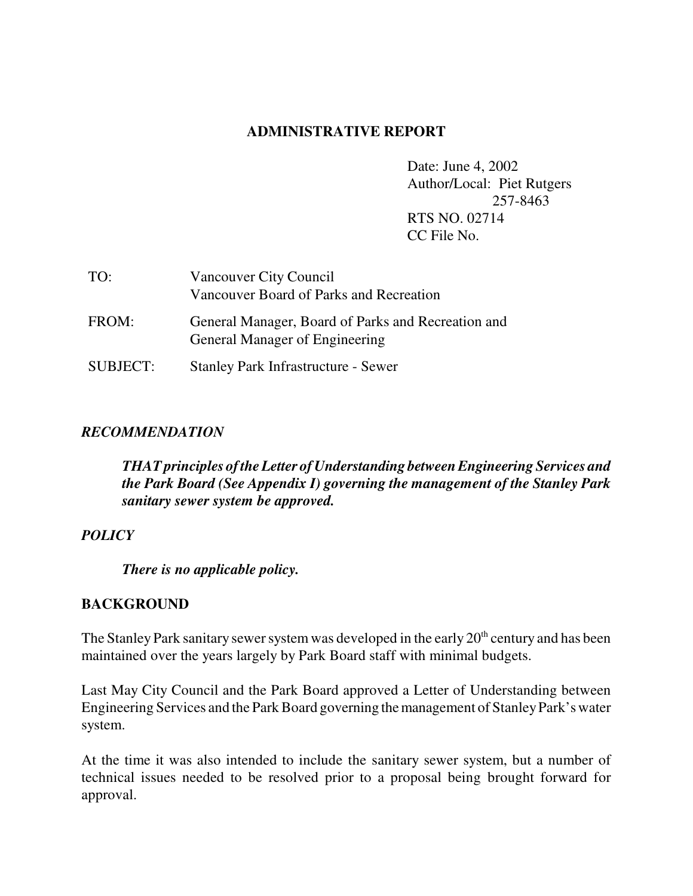# ADMINISTRATIVE REPORT

Date: June 4, 2002
Author/Local: Piet Rutgers
257-8463
RTS NO. 02714
CC File No.

| | |
|---|---|
| TO: | Vancouver City Council<br>Vancouver Board of Parks and Recreation |
| FROM: | General Manager, Board of Parks and Recreation and General Manager of Engineering |
| SUBJECT: | Stanley Park Infrastructure - Sewer |

## *RECOMMENDATION*

***THAT principles of the Letter of Understanding between Engineering Services and the Park Board (See Appendix I) governing the management of the Stanley Park sanitary sewer system be approved.***

## *POLICY*

***There is no applicable policy.***

## BACKGROUND

The Stanley Park sanitary sewer system was developed in the early 20th century and has been maintained over the years largely by Park Board staff with minimal budgets.

Last May City Council and the Park Board approved a Letter of Understanding between Engineering Services and the Park Board governing the management of Stanley Park's water system.

At the time it was also intended to include the sanitary sewer system, but a number of technical issues needed to be resolved prior to a proposal being brought forward for approval.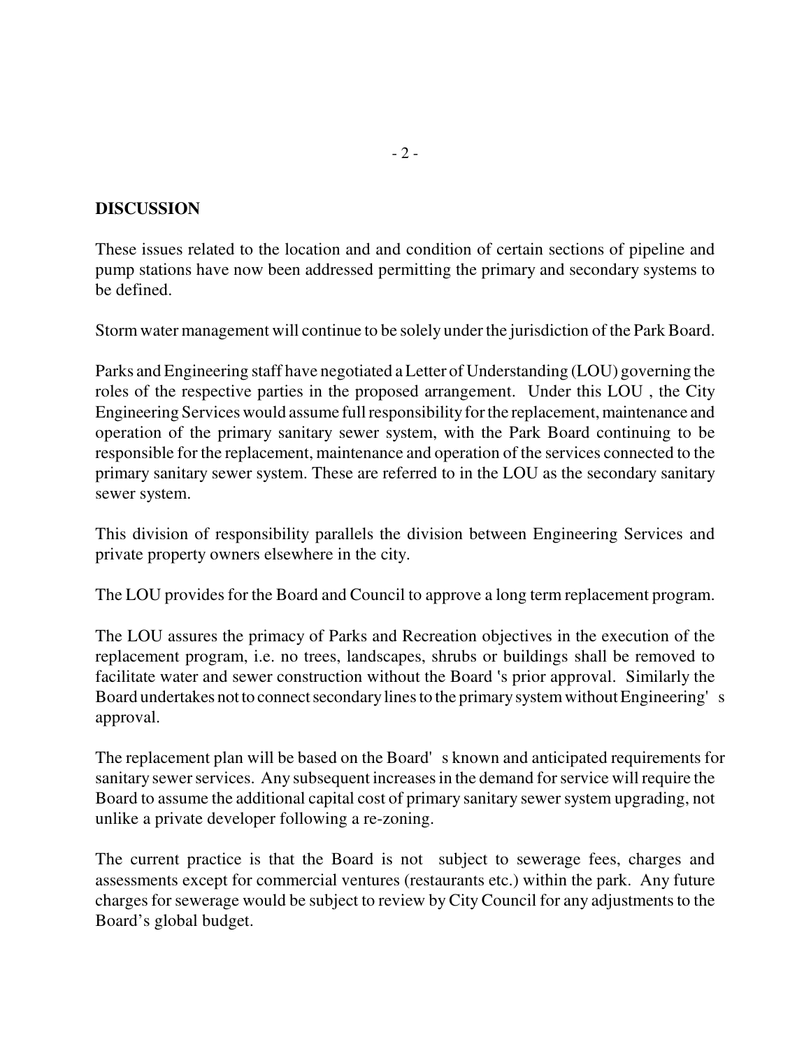## DISCUSSION

These issues related to the location and and condition of certain sections of pipeline and pump stations have now been addressed permitting the primary and secondary systems to be defined.

Storm water management will continue to be solely under the jurisdiction of the Park Board.

Parks and Engineering staff have negotiated a Letter of Understanding (LOU) governing the roles of the respective parties in the proposed arrangement. Under this LOU , the City Engineering Services would assume full responsibility for the replacement, maintenance and operation of the primary sanitary sewer system, with the Park Board continuing to be responsible for the replacement, maintenance and operation of the services connected to the primary sanitary sewer system. These are referred to in the LOU as the secondary sanitary sewer system.

This division of responsibility parallels the division between Engineering Services and private property owners elsewhere in the city.

The LOU provides for the Board and Council to approve a long term replacement program.

The LOU assures the primacy of Parks and Recreation objectives in the execution of the replacement program, i.e. no trees, landscapes, shrubs or buildings shall be removed to facilitate water and sewer construction without the Board 's prior approval. Similarly the Board undertakes not to connect secondary lines to the primary system without Engineering' s approval.

The replacement plan will be based on the Board' s known and anticipated requirements for sanitary sewer services. Any subsequent increases in the demand for service will require the Board to assume the additional capital cost of primary sanitary sewer system upgrading, not unlike a private developer following a re-zoning.

The current practice is that the Board is not subject to sewerage fees, charges and assessments except for commercial ventures (restaurants etc.) within the park. Any future charges for sewerage would be subject to review by City Council for any adjustments to the Board's global budget.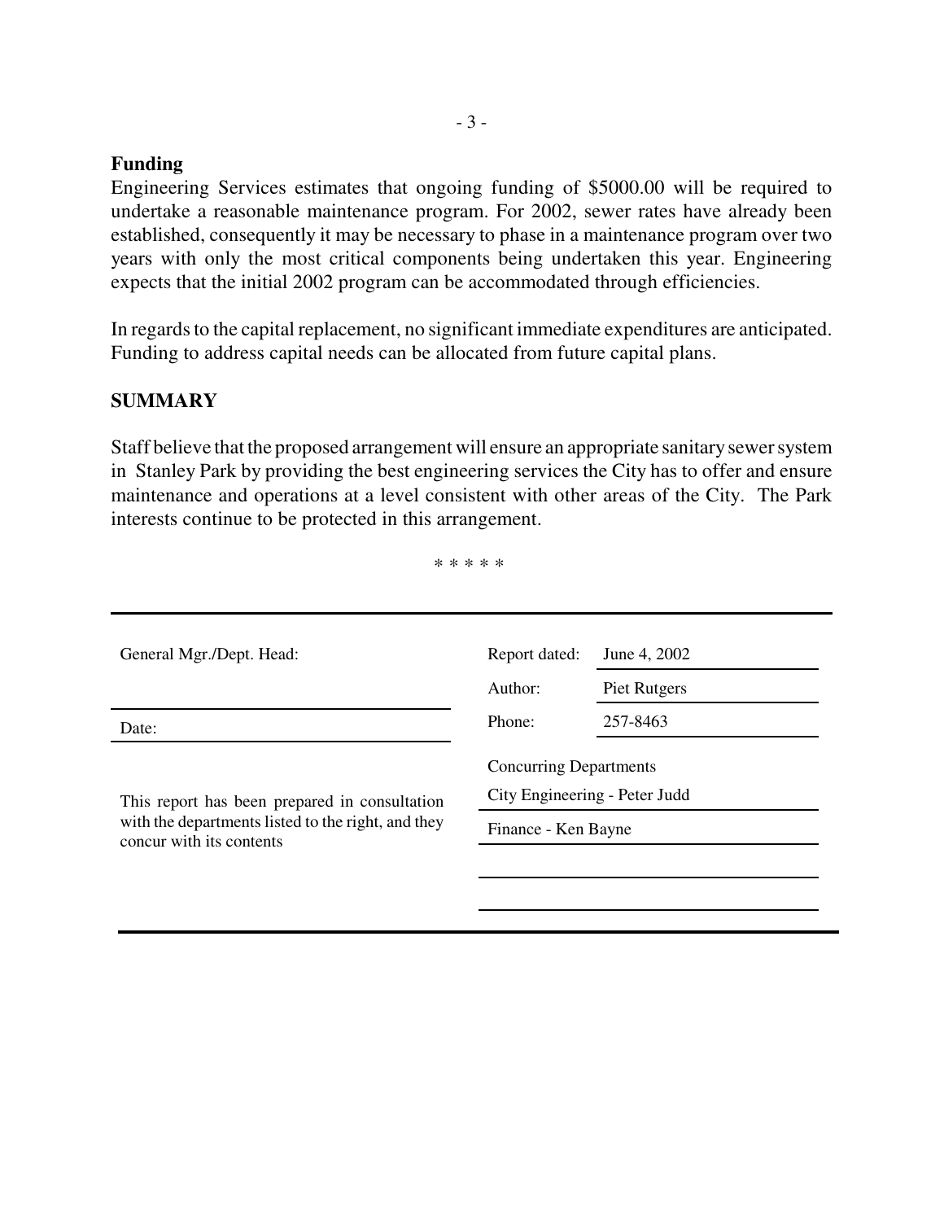**Funding**

Engineering Services estimates that ongoing funding of $5000.00 will be required to undertake a reasonable maintenance program. For 2002, sewer rates have already been established, consequently it may be necessary to phase in a maintenance program over two years with only the most critical components being undertaken this year. Engineering expects that the initial 2002 program can be accommodated through efficiencies.

In regards to the capital replacement, no significant immediate expenditures are anticipated. Funding to address capital needs can be allocated from future capital plans.

## SUMMARY

Staff believe that the proposed arrangement will ensure an appropriate sanitary sewer system in Stanley Park by providing the best engineering services the City has to offer and ensure maintenance and operations at a level consistent with other areas of the City. The Park interests continue to be protected in this arrangement.

\* \* \* \* \*

| | | |
|---|---|---|
| General Mgr./Dept. Head: | Report dated: | June 4, 2002 |
| | Author: | Piet Rutgers |
| Date: | Phone: | 257-8463 |
| This report has been prepared in consultation with the departments listed to the right, and they concur with its contents | Concurring Departments | |
| | City Engineering - Peter Judd | |
| | Finance - Ken Bayne | |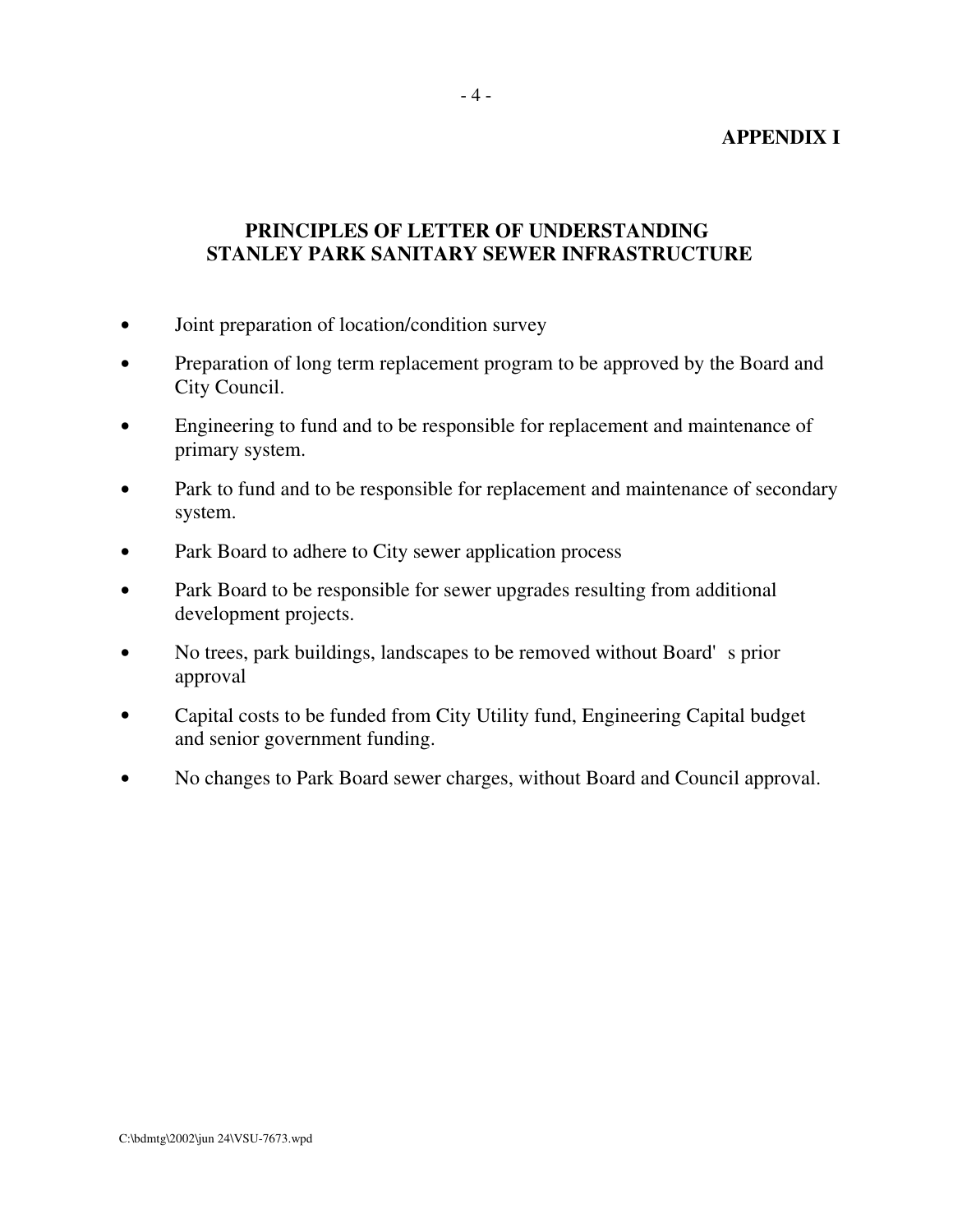**APPENDIX I**

# PRINCIPLES OF LETTER OF UNDERSTANDING STANLEY PARK SANITARY SEWER INFRASTRUCTURE

- Joint preparation of location/condition survey
- Preparation of long term replacement program to be approved by the Board and City Council.
- Engineering to fund and to be responsible for replacement and maintenance of primary system.
- Park to fund and to be responsible for replacement and maintenance of secondary system.
- Park Board to adhere to City sewer application process
- Park Board to be responsible for sewer upgrades resulting from additional development projects.
- No trees, park buildings, landscapes to be removed without Board's prior approval
- Capital costs to be funded from City Utility fund, Engineering Capital budget and senior government funding.
- No changes to Park Board sewer charges, without Board and Council approval.

C:\bdmtg\2002\jun 24\VSU-7673.wpd